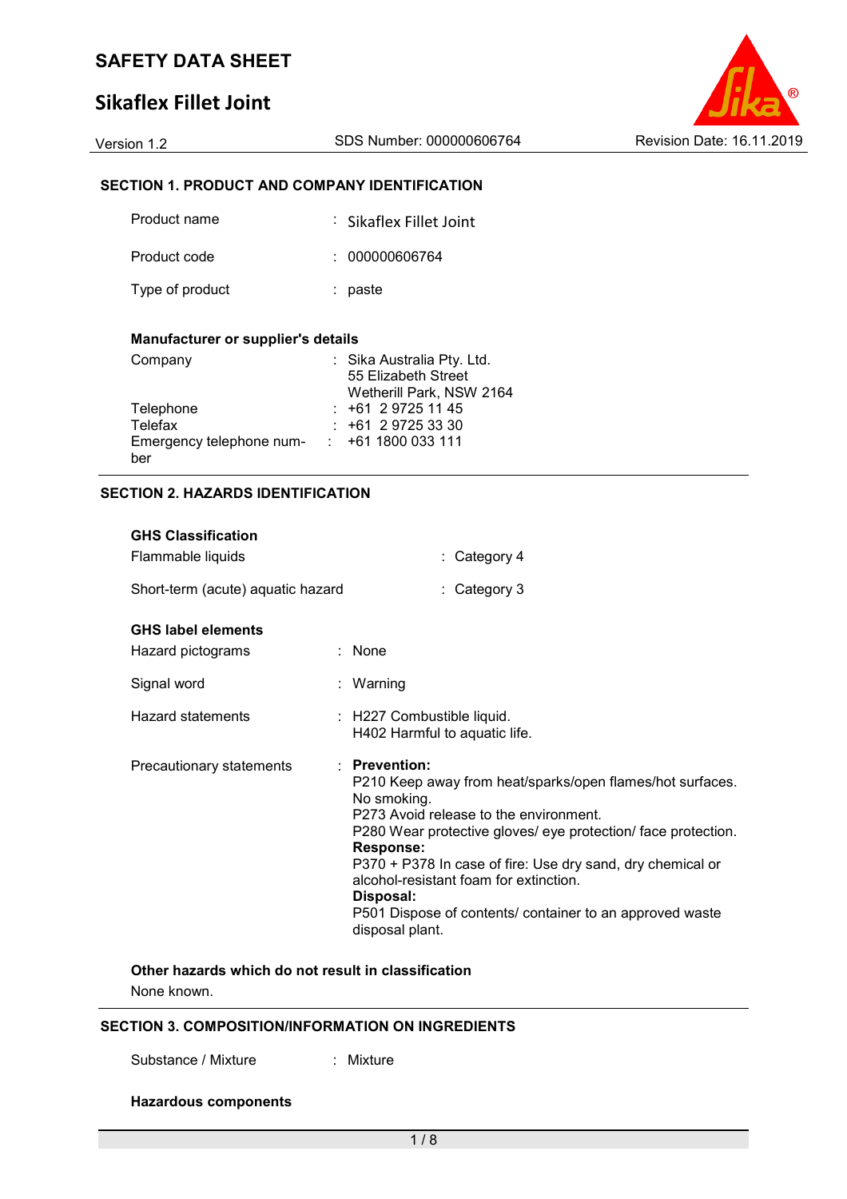# SAFETY DATA SHEET

## Sikaflex Fillet Joint

Version 1.2 | SDS Number: 000000606764 | Revision Date: 16.11.2019

### SECTION 1. PRODUCT AND COMPANY IDENTIFICATION

| | | |
|---|---|---|
| Product name | : | Sikaflex Fillet Joint |
| Product code | : | 000000606764 |
| Type of product | : | paste |

**Manufacturer or supplier's details**

| | | |
|---|---|---|
| Company | : | Sika Australia Pty. Ltd.<br>55 Elizabeth Street<br>Wetherill Park, NSW 2164 |
| Telephone | : | +61 2 9725 11 45 |
| Telefax | : | +61 2 9725 33 30 |
| Emergency telephone number | : | +61 1800 033 111 |

### SECTION 2. HAZARDS IDENTIFICATION

**GHS Classification**

| | | |
|---|---|---|
| Flammable liquids | : | Category 4 |
| Short-term (acute) aquatic hazard | : | Category 3 |

**GHS label elements**

| | | |
|---|---|---|
| Hazard pictograms | : | None |
| Signal word | : | Warning |
| Hazard statements | : | H227 Combustible liquid.<br>H402 Harmful to aquatic life. |
| Precautionary statements | : | **Prevention:**<br>P210 Keep away from heat/sparks/open flames/hot surfaces. No smoking.<br>P273 Avoid release to the environment.<br>P280 Wear protective gloves/ eye protection/ face protection.<br>**Response:**<br>P370 + P378 In case of fire: Use dry sand, dry chemical or alcohol-resistant foam for extinction.<br>**Disposal:**<br>P501 Dispose of contents/ container to an approved waste disposal plant. |

**Other hazards which do not result in classification**

None known.

### SECTION 3. COMPOSITION/INFORMATION ON INGREDIENTS

| | | |
|---|---|---|
| Substance / Mixture | : | Mixture |

**Hazardous components**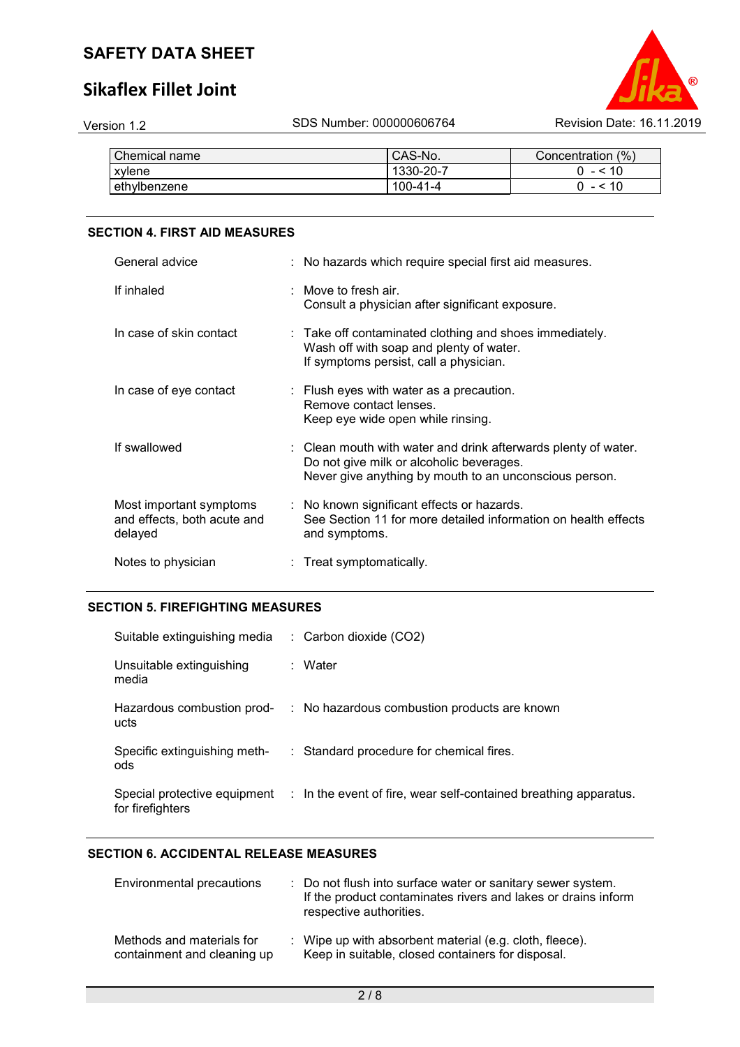| Chemical name | CAS-No. | Concentration (%) |
|---|---|---|
| xylene | 1330-20-7 | 0 - < 10 |
| ethylbenzene | 100-41-4 | 0 - < 10 |

## SECTION 4. FIRST AID MEASURES

| | |
|---|---|
| General advice | : No hazards which require special first aid measures. |
| If inhaled | : Move to fresh air.<br>Consult a physician after significant exposure. |
| In case of skin contact | : Take off contaminated clothing and shoes immediately.<br>Wash off with soap and plenty of water.<br>If symptoms persist, call a physician. |
| In case of eye contact | : Flush eyes with water as a precaution.<br>Remove contact lenses.<br>Keep eye wide open while rinsing. |
| If swallowed | : Clean mouth with water and drink afterwards plenty of water.<br>Do not give milk or alcoholic beverages.<br>Never give anything by mouth to an unconscious person. |
| Most important symptoms and effects, both acute and delayed | : No known significant effects or hazards.<br>See Section 11 for more detailed information on health effects and symptoms. |
| Notes to physician | : Treat symptomatically. |

## SECTION 5. FIREFIGHTING MEASURES

| | |
|---|---|
| Suitable extinguishing media | : Carbon dioxide ($CO_2$) |
| Unsuitable extinguishing media | : Water |
| Hazardous combustion products | : No hazardous combustion products are known |
| Specific extinguishing methods | : Standard procedure for chemical fires. |
| Special protective equipment for firefighters | : In the event of fire, wear self-contained breathing apparatus. |

## SECTION 6. ACCIDENTAL RELEASE MEASURES

| | |
|---|---|
| Environmental precautions | : Do not flush into surface water or sanitary sewer system.<br>If the product contaminates rivers and lakes or drains inform respective authorities. |
| Methods and materials for containment and cleaning up | : Wipe up with absorbent material (e.g. cloth, fleece).<br>Keep in suitable, closed containers for disposal. |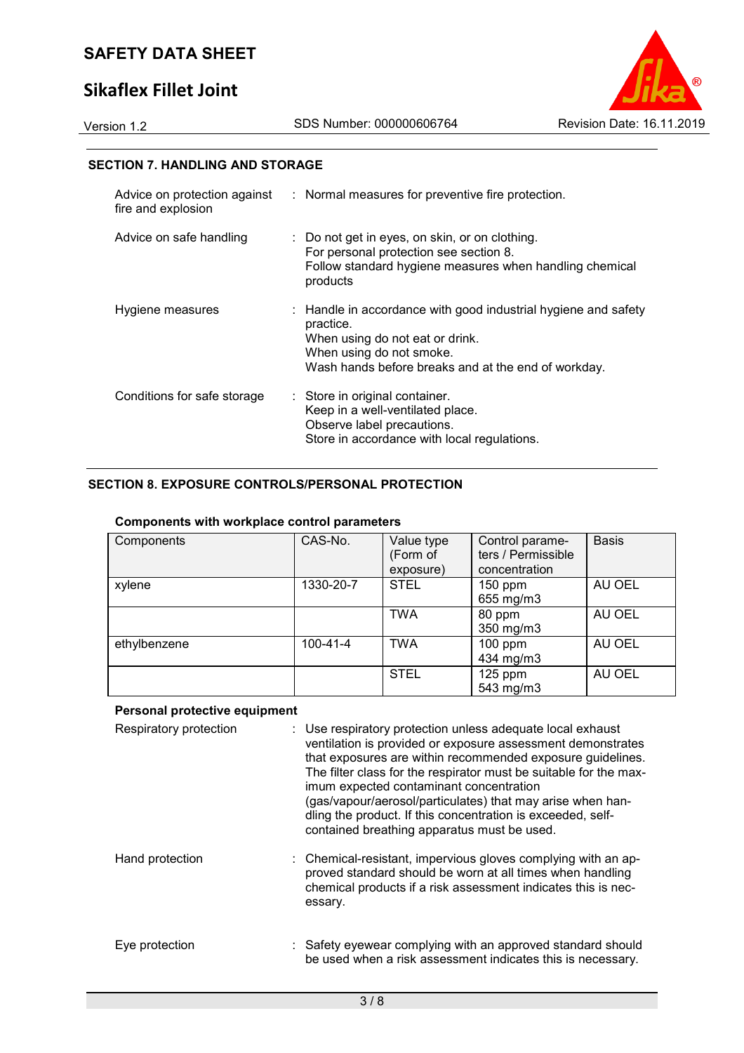## SECTION 7. HANDLING AND STORAGE

| | |
|---|---|
| Advice on protection against fire and explosion | : Normal measures for preventive fire protection. |
| Advice on safe handling | : Do not get in eyes, on skin, or on clothing.<br>For personal protection see section 8.<br>Follow standard hygiene measures when handling chemical products |
| Hygiene measures | : Handle in accordance with good industrial hygiene and safety practice.<br>When using do not eat or drink.<br>When using do not smoke.<br>Wash hands before breaks and at the end of workday. |
| Conditions for safe storage | : Store in original container.<br>Keep in a well-ventilated place.<br>Observe label precautions.<br>Store in accordance with local regulations. |

## SECTION 8. EXPOSURE CONTROLS/PERSONAL PROTECTION

**Components with workplace control parameters**

| Components | CAS-No. | Value type (Form of exposure) | Control parameters / Permissible concentration | Basis |
|---|---|---|---|---|
| xylene | 1330-20-7 | STEL | 150 ppm<br>655 mg/m3 | AU OEL |
| | | TWA | 80 ppm<br>350 mg/m3 | AU OEL |
| ethylbenzene | 100-41-4 | TWA | 100 ppm<br>434 mg/m3 | AU OEL |
| | | STEL | 125 ppm<br>543 mg/m3 | AU OEL |

**Personal protective equipment**

| | |
|---|---|
| Respiratory protection | : Use respiratory protection unless adequate local exhaust ventilation is provided or exposure assessment demonstrates that exposures are within recommended exposure guidelines.<br>The filter class for the respirator must be suitable for the maximum expected contaminant concentration (gas/vapour/aerosol/particulates) that may arise when handling the product. If this concentration is exceeded, self-contained breathing apparatus must be used. |
| Hand protection | : Chemical-resistant, impervious gloves complying with an approved standard should be worn at all times when handling chemical products if a risk assessment indicates this is necessary. |
| Eye protection | : Safety eyewear complying with an approved standard should be used when a risk assessment indicates this is necessary. |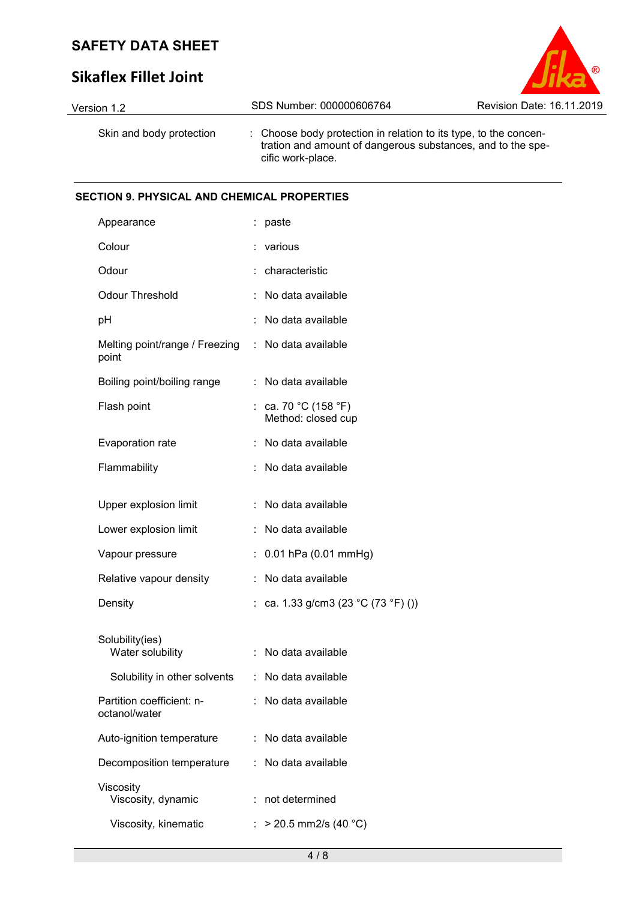| | | |
|---|---|---|
| Skin and body protection | : | Choose body protection in relation to its type, to the concentration and amount of dangerous substances, and to the specific work-place. |

## SECTION 9. PHYSICAL AND CHEMICAL PROPERTIES

| | | |
|---|---|---|
| Appearance | : | paste |
| Colour | : | various |
| Odour | : | characteristic |
| Odour Threshold | : | No data available |
| pH | : | No data available |
| Melting point/range / Freezing point | : | No data available |
| Boiling point/boiling range | : | No data available |
| Flash point | : | ca. 70 °C (158 °F)<br>Method: closed cup |
| Evaporation rate | : | No data available |
| Flammability | : | No data available |
| Upper explosion limit | : | No data available |
| Lower explosion limit | : | No data available |
| Vapour pressure | : | 0.01 hPa (0.01 mmHg) |
| Relative vapour density | : | No data available |
| Density | : | ca. 1.33 g/cm3 (23 °C (73 °F) ()) |
| Solubility(ies) | | |
| Water solubility | : | No data available |
| Solubility in other solvents | : | No data available |
| Partition coefficient: n-octanol/water | : | No data available |
| Auto-ignition temperature | : | No data available |
| Decomposition temperature | : | No data available |
| Viscosity | | |
| Viscosity, dynamic | : | not determined |
| Viscosity, kinematic | : | > 20.5 mm2/s (40 °C) |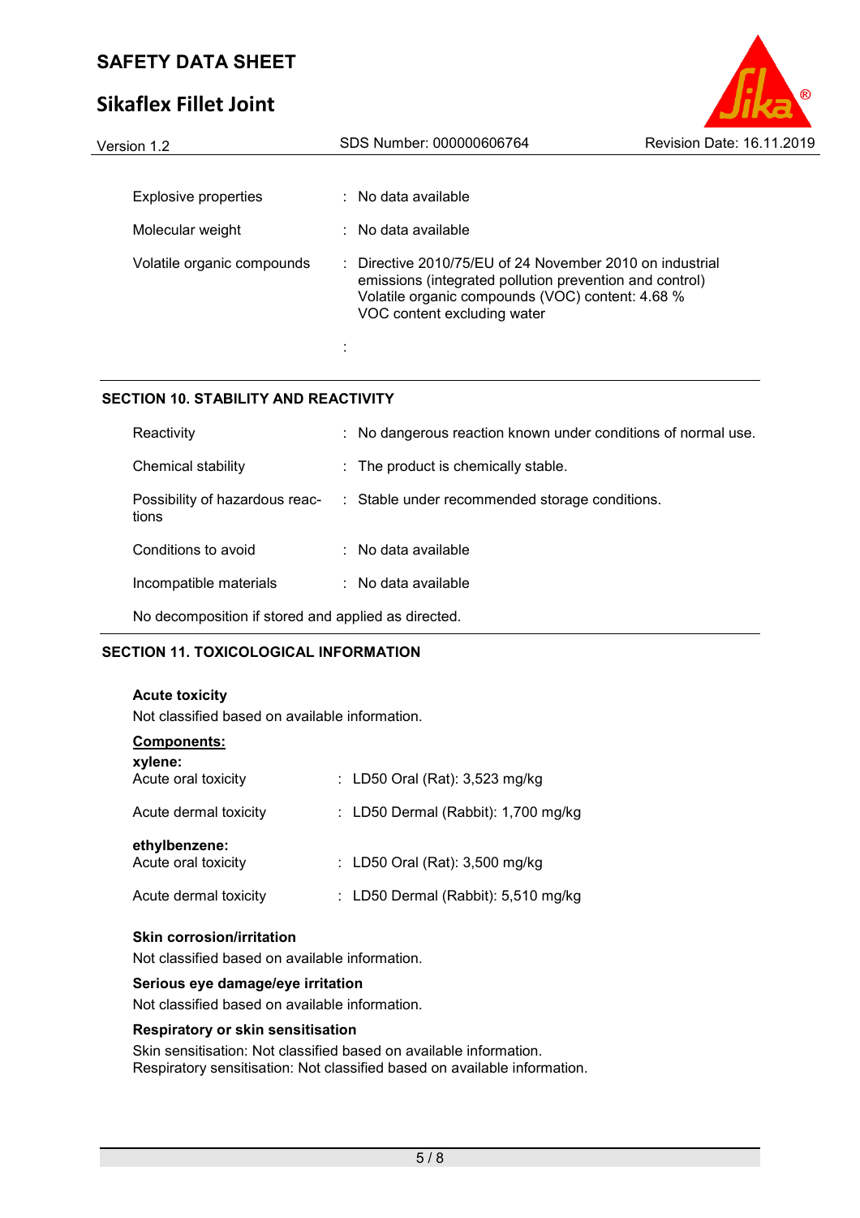| | |
|---|---|
| Explosive properties | : No data available |
| Molecular weight | : No data available |
| Volatile organic compounds | : Directive 2010/75/EU of 24 November 2010 on industrial emissions (integrated pollution prevention and control) Volatile organic compounds (VOC) content: 4.68 % VOC content excluding water |
| | : |

## SECTION 10. STABILITY AND REACTIVITY

| | |
|---|---|
| Reactivity | : No dangerous reaction known under conditions of normal use. |
| Chemical stability | : The product is chemically stable. |
| Possibility of hazardous reactions | : Stable under recommended storage conditions. |
| Conditions to avoid | : No data available |
| Incompatible materials | : No data available |

No decomposition if stored and applied as directed.

## SECTION 11. TOXICOLOGICAL INFORMATION

**Acute toxicity**

Not classified based on available information.

**Components:**

**xylene:**

| | |
|---|---|
| Acute oral toxicity | : LD50 Oral (Rat): 3,523 mg/kg |
| Acute dermal toxicity | : LD50 Dermal (Rabbit): 1,700 mg/kg |

**ethylbenzene:**

| | |
|---|---|
| Acute oral toxicity | : LD50 Oral (Rat): 3,500 mg/kg |
| Acute dermal toxicity | : LD50 Dermal (Rabbit): 5,510 mg/kg |

**Skin corrosion/irritation**

Not classified based on available information.

**Serious eye damage/eye irritation**

Not classified based on available information.

**Respiratory or skin sensitisation**

Skin sensitisation: Not classified based on available information.
Respiratory sensitisation: Not classified based on available information.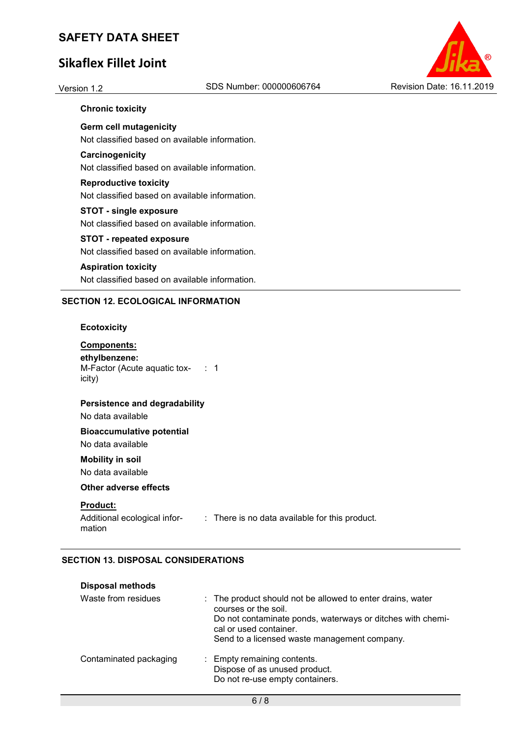**Chronic toxicity**

**Germ cell mutagenicity**

Not classified based on available information.

**Carcinogenicity**

Not classified based on available information.

**Reproductive toxicity**

Not classified based on available information.

**STOT - single exposure**

Not classified based on available information.

**STOT - repeated exposure**

Not classified based on available information.

**Aspiration toxicity**

Not classified based on available information.

## SECTION 12. ECOLOGICAL INFORMATION

**Ecotoxicity**

**Components:**

**ethylbenzene:**

M-Factor (Acute aquatic toxicity) : 1

**Persistence and degradability**

No data available

**Bioaccumulative potential**

No data available

**Mobility in soil**

No data available

**Other adverse effects**

**Product:**

Additional ecological information : There is no data available for this product.

## SECTION 13. DISPOSAL CONSIDERATIONS

**Disposal methods**

Waste from residues : The product should not be allowed to enter drains, water courses or the soil.
Do not contaminate ponds, waterways or ditches with chemical or used container.
Send to a licensed waste management company.

Contaminated packaging : Empty remaining contents.
Dispose of as unused product.
Do not re-use empty containers.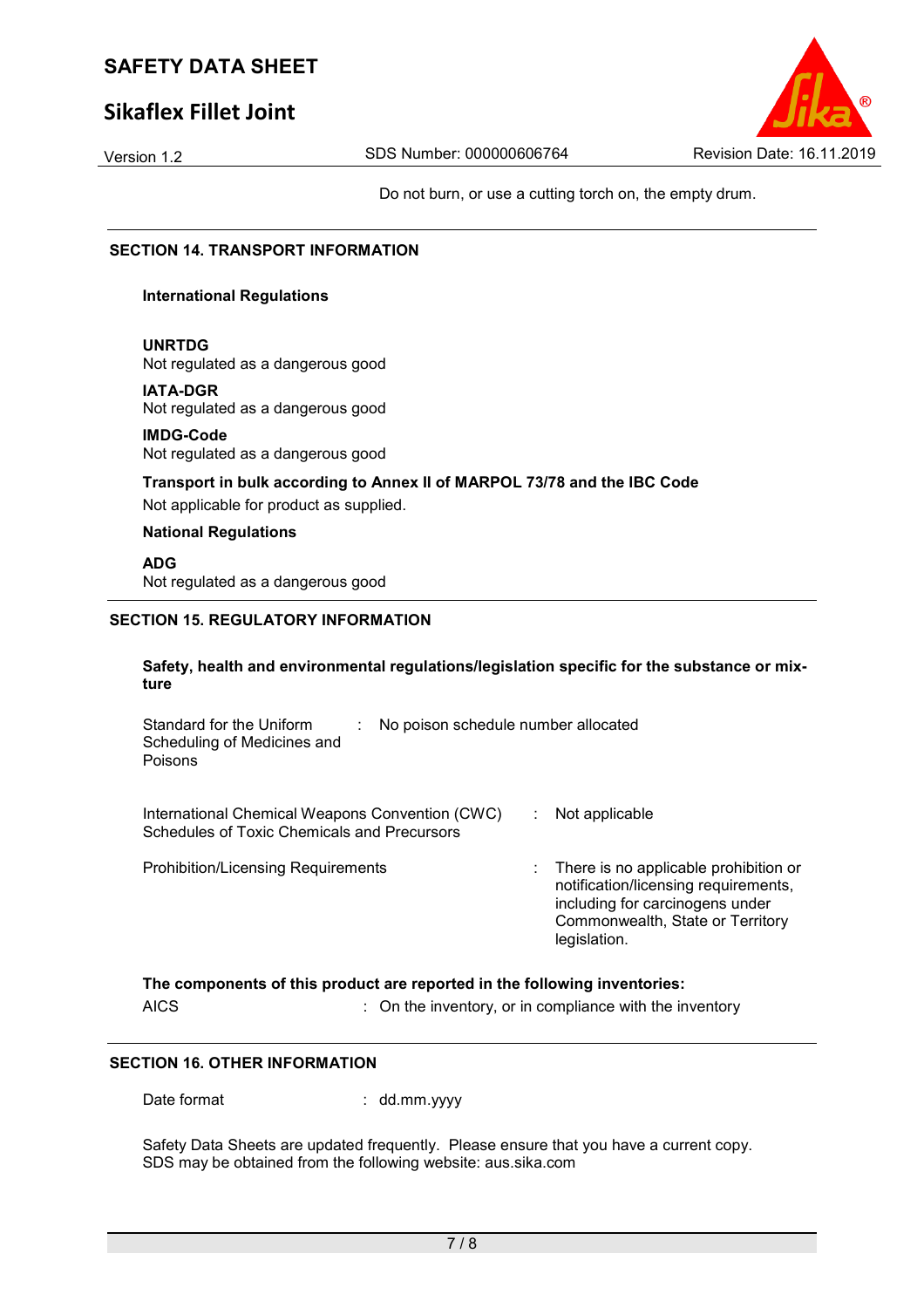Do not burn, or use a cutting torch on, the empty drum.

## SECTION 14. TRANSPORT INFORMATION

**International Regulations**

**UNRTDG**
Not regulated as a dangerous good

**IATA-DGR**
Not regulated as a dangerous good

**IMDG-Code**
Not regulated as a dangerous good

**Transport in bulk according to Annex II of MARPOL 73/78 and the IBC Code**
Not applicable for product as supplied.

**National Regulations**

**ADG**
Not regulated as a dangerous good

## SECTION 15. REGULATORY INFORMATION

**Safety, health and environmental regulations/legislation specific for the substance or mixture**

Standard for the Uniform Scheduling of Medicines and Poisons : No poison schedule number allocated

International Chemical Weapons Convention (CWC) Schedules of Toxic Chemicals and Precursors : Not applicable

Prohibition/Licensing Requirements : There is no applicable prohibition or notification/licensing requirements, including for carcinogens under Commonwealth, State or Territory legislation.

**The components of this product are reported in the following inventories:**

AICS : On the inventory, or in compliance with the inventory

## SECTION 16. OTHER INFORMATION

Date format : dd.mm.yyyy

Safety Data Sheets are updated frequently. Please ensure that you have a current copy.
SDS may be obtained from the following website: aus.sika.com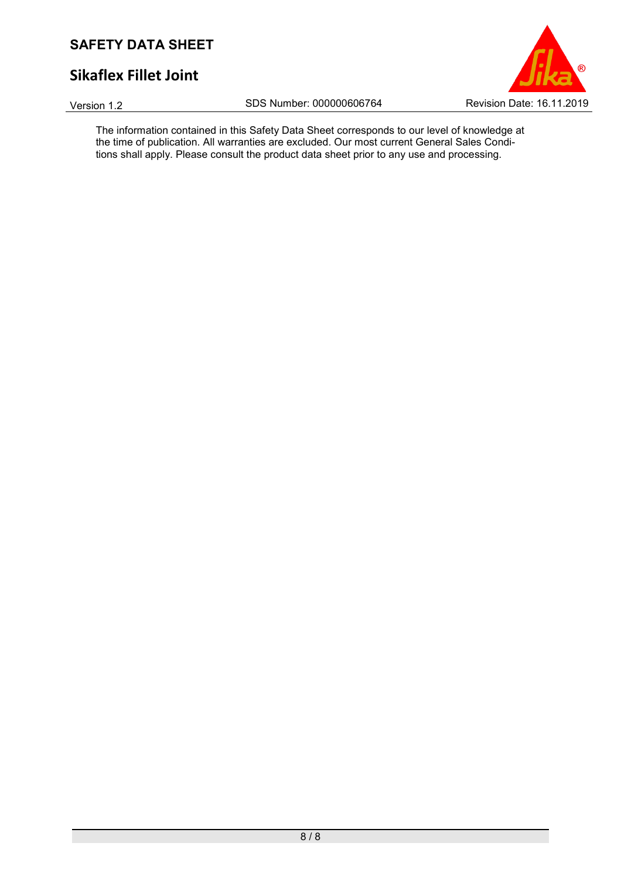The information contained in this Safety Data Sheet corresponds to our level of knowledge at the time of publication. All warranties are excluded. Our most current General Sales Conditions shall apply. Please consult the product data sheet prior to any use and processing.